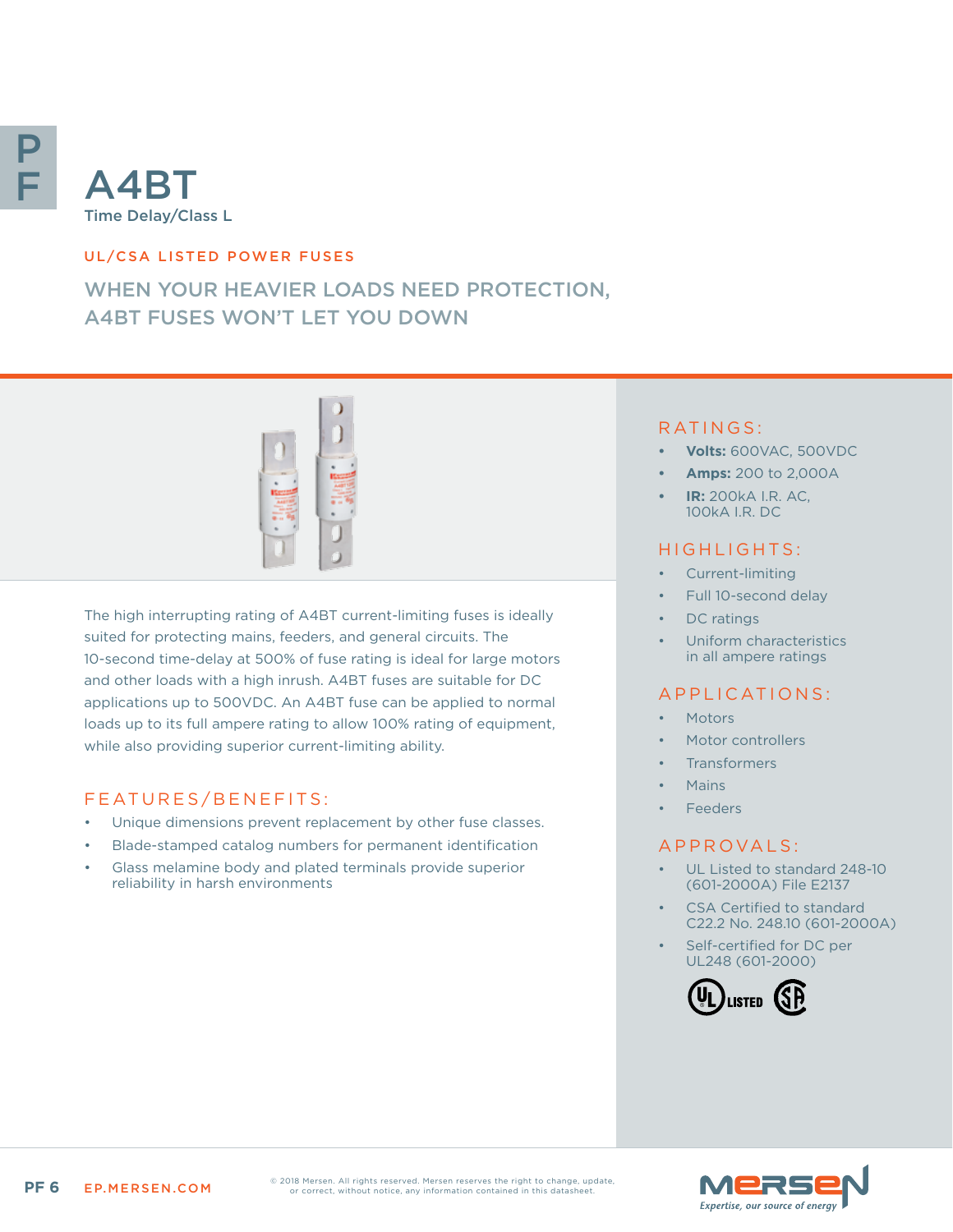# A4BT

Time Delay/Class L

UL/CSA LISTED POWER FUSES

## WHEN YOUR HEAVIER LOADS NEED PROTECTION, A4BT FUSES WON'T LET YOU DOWN

The high interrupting rating of A4BT current-limiting fuses is ideally suited for protecting mains, feeders, and general circuits. The 10-second time-delay at 500% of fuse rating is ideal for large motors and other loads with a high inrush. A4BT fuses are suitable for DC applications up to 500VDC. An A4BT fuse can be applied to normal loads up to its full ampere rating to allow 100% rating of equipment, while also providing superior current-limiting ability.

### FEATURES/BENEFITS:

- Unique dimensions prevent replacement by other fuse classes.
- Blade-stamped catalog numbers for permanent identification
- Glass melamine body and plated terminals provide superior reliability in harsh environments

### RATINGS:

- **Volts:** 600VAC, 500VDC
- **Amps:** 200 to 2,000A
- **IR:** 200kA I.R. AC, 100kA I.R. DC

### HIGHLIGHTS:

- Current-limiting
- Full 10-second delay
- DC ratings
- Uniform characteristics in all ampere ratings

### APPLICATIONS:

- Motors
- Motor controllers
- Transformers
- Mains
- Feeders

### APPROVALS:

- UL Listed to standard 248-10 (601-2000A) File E2137
- CSA Certified to standard C22.2 No. 248.10 (601-2000A)
- Self-certified for DC per UL248 (601-2000)

EP.MERSEN.COM

© 2018 Mersen. All rights reserved. Mersen reserves the right to change, update, or correct, without notice, any information contained in this datasheet.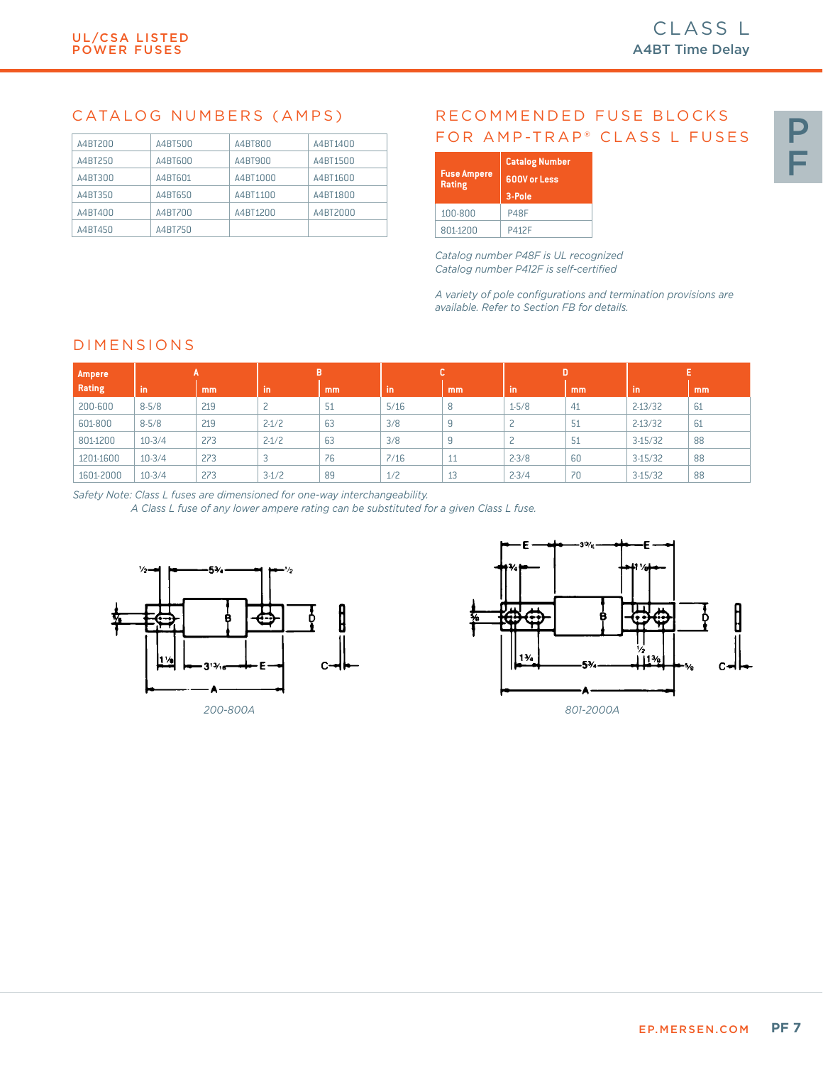## CATALOG NUMBERS (AMPS)

| | | | |
|---|---|---|---|
| A4BT200 | A4BT500 | A4BT800 | A4BT1400 |
| A4BT250 | A4BT600 | A4BT900 | A4BT1500 |
| A4BT300 | A4BT601 | A4BT1000 | A4BT1600 |
| A4BT350 | A4BT650 | A4BT1100 | A4BT1800 |
| A4BT400 | A4BT700 | A4BT1200 | A4BT2000 |
| A4BT450 | A4BT750 | | |

## RECOMMENDED FUSE BLOCKS FOR AMP-TRAP® CLASS L FUSES

| Fuse Ampere Rating | Catalog Number 600V or Less 3-Pole |
|---|---|
| 100-800 | P48F |
| 801-1200 | P412F |

*Catalog number P48F is UL recognized*
*Catalog number P412F is self-certified*

*A variety of pole configurations and termination provisions are available. Refer to Section FB for details.*

## DIMENSIONS

| Ampere Rating | A | | B | | C | | D | | E | |
|---|---|---|---|---|---|---|---|---|---|---|
| | in | mm | in | mm | in | mm | in | mm | in | mm |
| 200-600 | 8-5/8 | 219 | 2 | 51 | 5/16 | 8 | 1-5/8 | 41 | 2-13/32 | 61 |
| 601-800 | 8-5/8 | 219 | 2-1/2 | 63 | 3/8 | 9 | 2 | 51 | 2-13/32 | 61 |
| 801-1200 | 10-3/4 | 273 | 2-1/2 | 63 | 3/8 | 9 | 2 | 51 | 3-15/32 | 88 |
| 1201-1600 | 10-3/4 | 273 | 3 | 76 | 7/16 | 11 | 2-3/8 | 60 | 3-15/32 | 88 |
| 1601-2000 | 10-3/4 | 273 | 3-1/2 | 89 | 1/2 | 13 | 2-3/4 | 70 | 3-15/32 | 88 |

*Safety Note: Class L fuses are dimensioned for one-way interchangeability. A Class L fuse of any lower ampere rating can be substituted for a given Class L fuse.*

½ 5¾ ½ ⅝ 1⅛ 3¹³⁄₁₆ E B D C A

*200-800A*

E 3¹³⁄₁₆ E ¾ 1⅛ ⅝ B D 1¾ 5¾ ½ 1¾ ⅝ C A

*801-2000A*